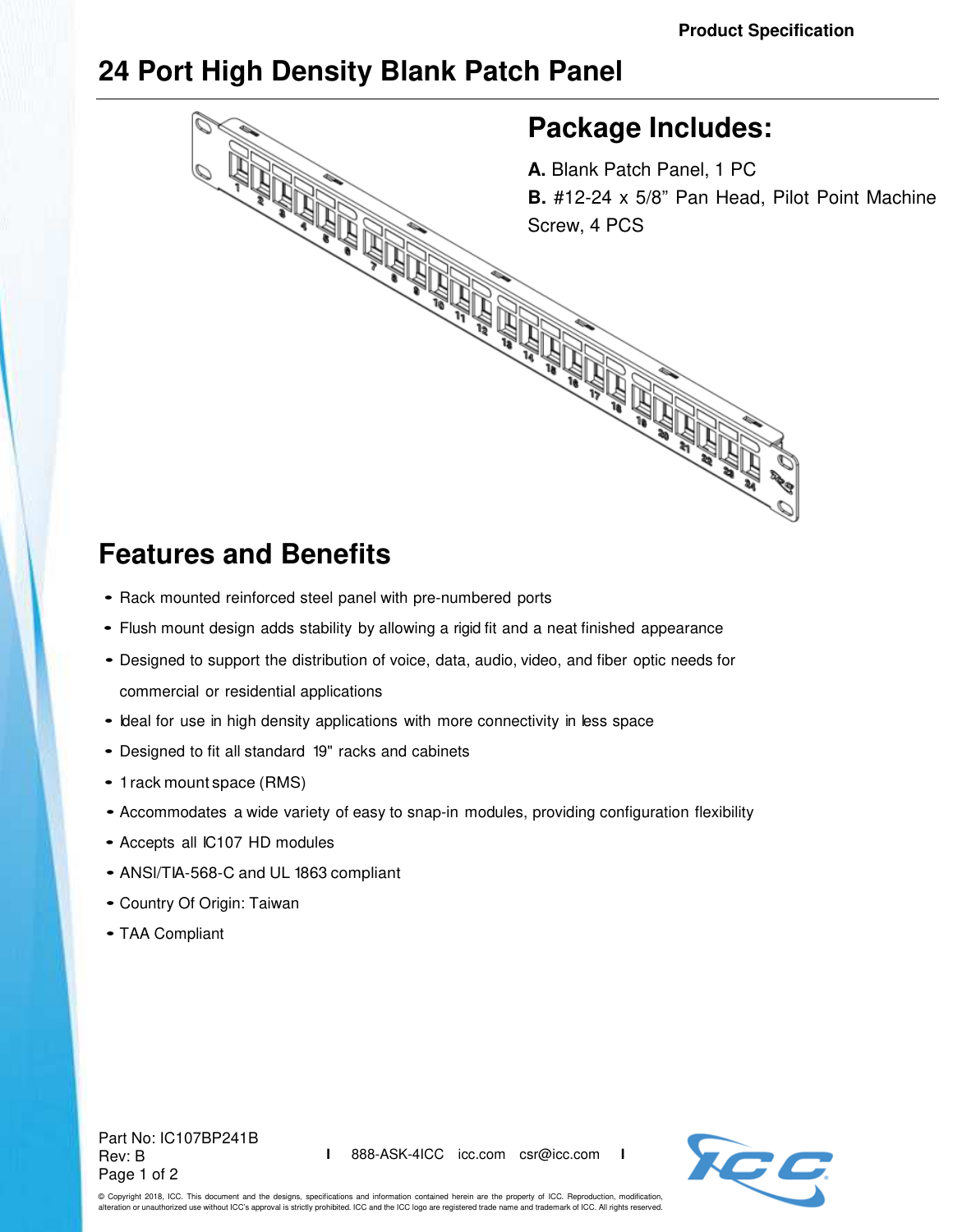Product Specification

# 24 Port High Density Blank Patch Panel

## Package Includes:

**A.** Blank Patch Panel, 1 PC

**B.** #12-24 x 5/8" Pan Head, Pilot Point Machine Screw, 4 PCS

## Features and Benefits

- Rack mounted reinforced steel panel with pre-numbered ports
- Flush mount design adds stability by allowing a rigid fit and a neat finished appearance
- Designed to support the distribution of voice, data, audio, video, and fiber optic needs for commercial or residential applications
- Ideal for use in high density applications with more connectivity in less space
- Designed to fit all standard 19" racks and cabinets
- 1 rack mount space (RMS)
- Accommodates a wide variety of easy to snap-in modules, providing configuration flexibility
- Accepts all IC107 HD modules
- ANSI/TIA-568-C and UL 1863 compliant
- Country Of Origin: Taiwan
- TAA Compliant

Part No: IC107BP241B
Rev: B

888-ASK-4ICC icc.com csr@icc.com

© Copyright 2018, ICC. This document and the designs, specifications and information contained herein are the property of ICC. Reproduction, modification, alteration or unauthorized use without ICC's approval is strictly prohibited. ICC and the ICC logo are registered trade name and trademark of ICC. All rights reserved.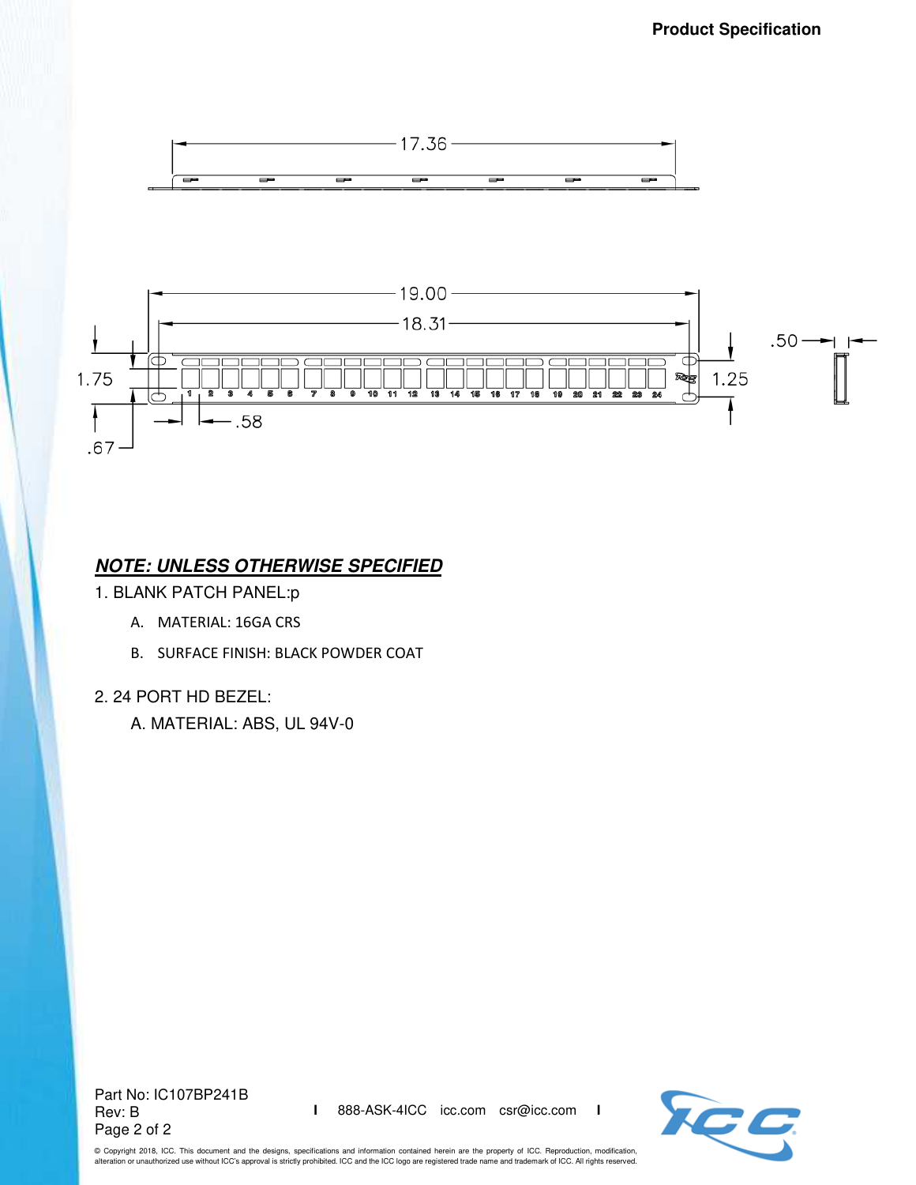17.36

19.00

18.31

1.75

1.25

.50

.58

.67

1 2 3 4 5 6 7 8 9 10 11 12 13 14 15 16 17 18 19 20 21 22 23 24

***NOTE: UNLESS OTHERWISE SPECIFIED***

1. BLANK PATCH PANEL:p
   - A. MATERIAL: 16GA CRS
   - B. SURFACE FINISH: BLACK POWDER COAT

2. 24 PORT HD BEZEL:
   - A. MATERIAL: ABS, UL 94V-0

Part No: IC107BP241B
Rev: B

888-ASK-4ICC icc.com csr@icc.com

© Copyright 2018, ICC. This document and the designs, specifications and information contained herein are the property of ICC. Reproduction, modification, alteration or unauthorized use without ICC's approval is strictly prohibited. ICC and the ICC logo are registered trade name and trademark of ICC. All rights reserved.